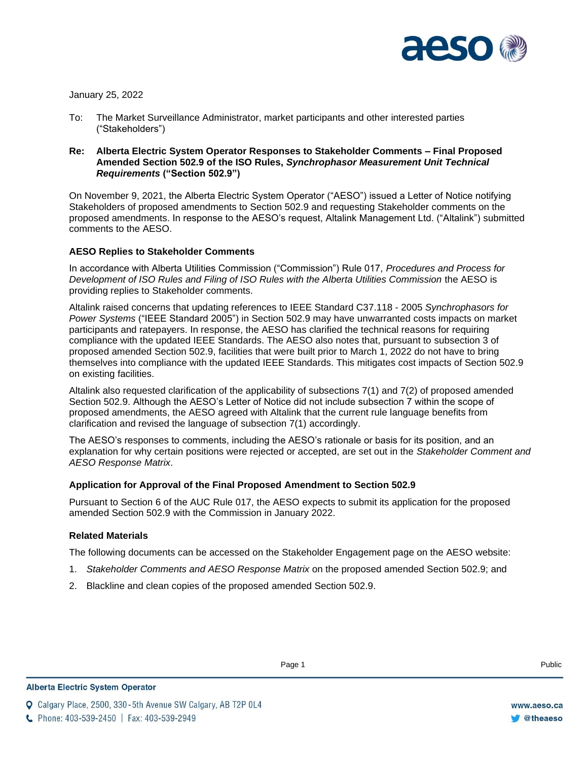January 25, 2022

To: The Market Surveillance Administrator, market participants and other interested parties ("Stakeholders")

**Re: Alberta Electric System Operator Responses to Stakeholder Comments – Final Proposed Amended Section 502.9 of the ISO Rules, *Synchrophasor Measurement Unit Technical Requirements* ("Section 502.9")**

On November 9, 2021, the Alberta Electric System Operator ("AESO") issued a Letter of Notice notifying Stakeholders of proposed amendments to Section 502.9 and requesting Stakeholder comments on the proposed amendments. In response to the AESO's request, Altalink Management Ltd. ("Altalink") submitted comments to the AESO.

**AESO Replies to Stakeholder Comments**

In accordance with Alberta Utilities Commission ("Commission") Rule 017, *Procedures and Process for Development of ISO Rules and Filing of ISO Rules with the Alberta Utilities Commission* the AESO is providing replies to Stakeholder comments.

Altalink raised concerns that updating references to IEEE Standard C37.118 - 2005 *Synchrophasors for Power Systems* ("IEEE Standard 2005") in Section 502.9 may have unwarranted costs impacts on market participants and ratepayers. In response, the AESO has clarified the technical reasons for requiring compliance with the updated IEEE Standards. The AESO also notes that, pursuant to subsection 3 of proposed amended Section 502.9, facilities that were built prior to March 1, 2022 do not have to bring themselves into compliance with the updated IEEE Standards. This mitigates cost impacts of Section 502.9 on existing facilities.

Altalink also requested clarification of the applicability of subsections 7(1) and 7(2) of proposed amended Section 502.9. Although the AESO's Letter of Notice did not include subsection 7 within the scope of proposed amendments, the AESO agreed with Altalink that the current rule language benefits from clarification and revised the language of subsection 7(1) accordingly.

The AESO's responses to comments, including the AESO's rationale or basis for its position, and an explanation for why certain positions were rejected or accepted, are set out in the *Stakeholder Comment and AESO Response Matrix*.

**Application for Approval of the Final Proposed Amendment to Section 502.9**

Pursuant to Section 6 of the AUC Rule 017, the AESO expects to submit its application for the proposed amended Section 502.9 with the Commission in January 2022.

**Related Materials**

The following documents can be accessed on the Stakeholder Engagement page on the AESO website:

1. *Stakeholder Comments and AESO Response Matrix* on the proposed amended Section 502.9; and
2. Blackline and clean copies of the proposed amended Section 502.9.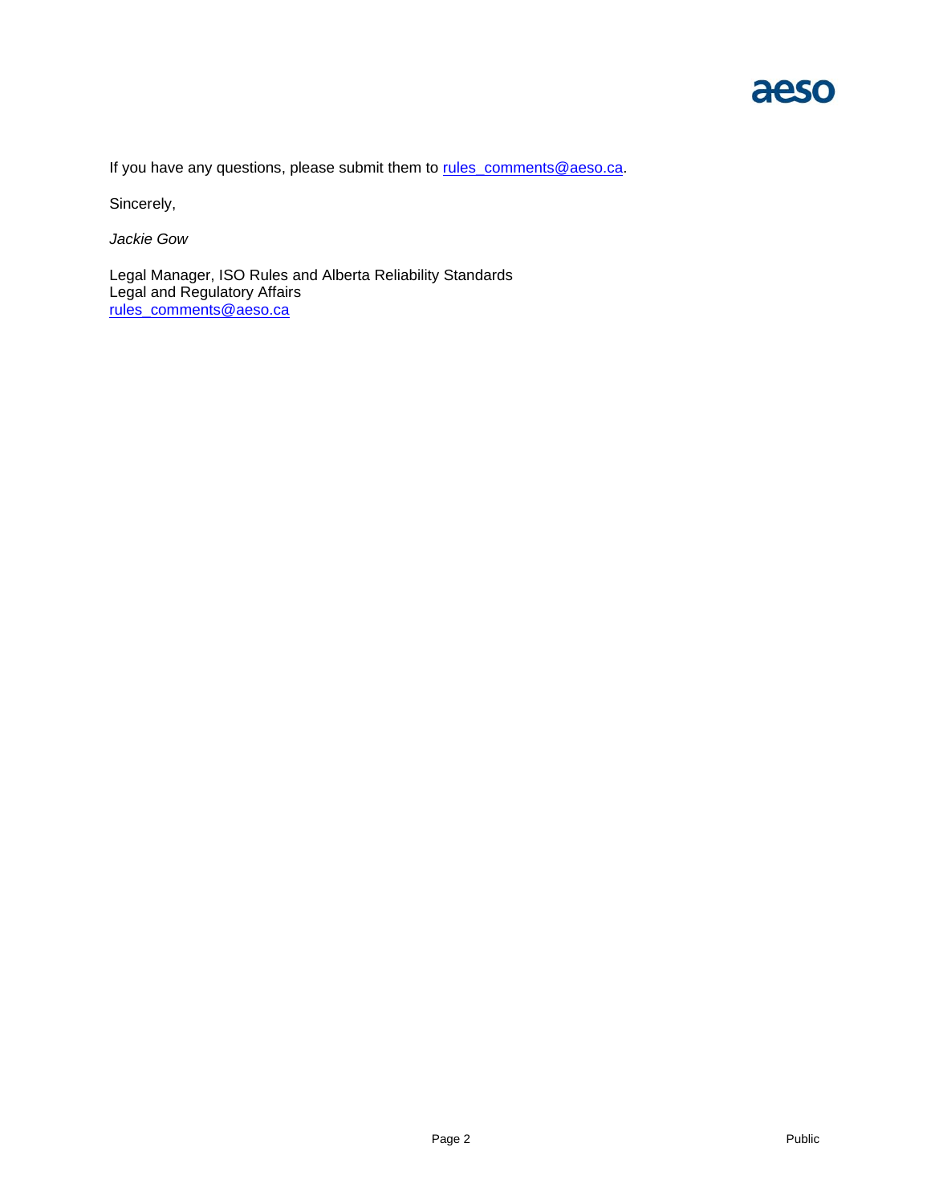If you have any questions, please submit them to rules_comments@aeso.ca.

Sincerely,

*Jackie Gow*

Legal Manager, ISO Rules and Alberta Reliability Standards
Legal and Regulatory Affairs
rules_comments@aeso.ca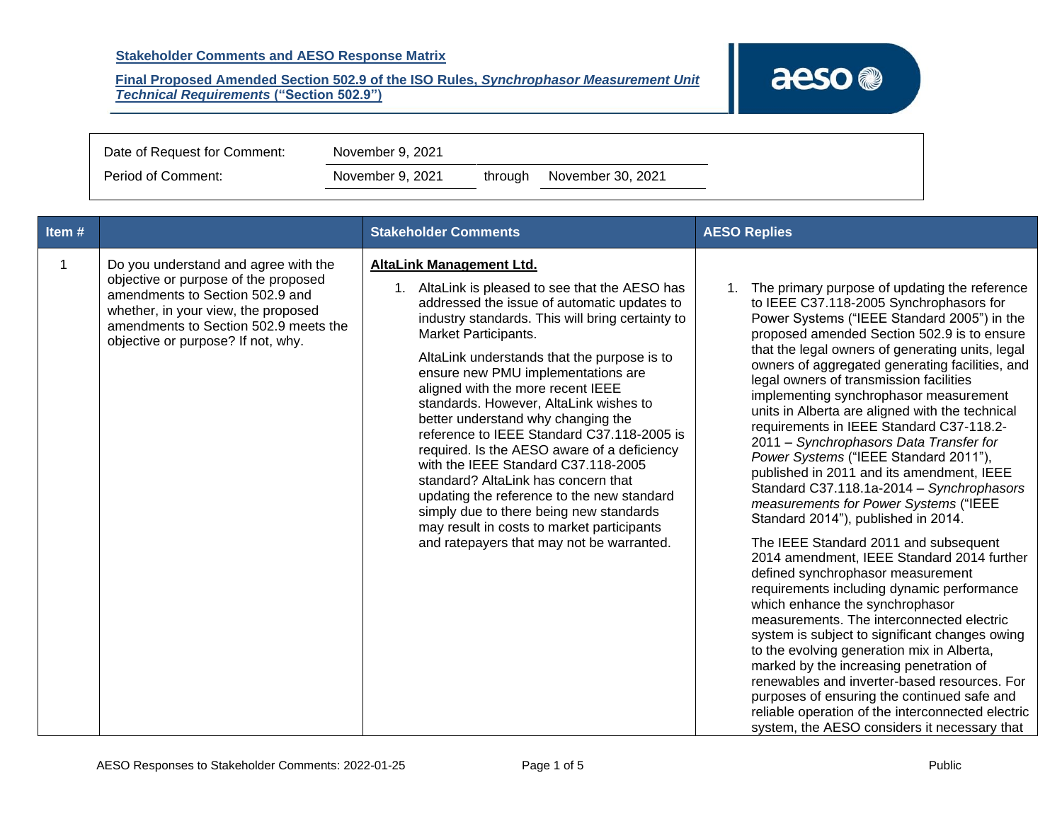**Stakeholder Comments and AESO Response Matrix**

**Final Proposed Amended Section 502.9 of the ISO Rules, *Synchrophasor Measurement Unit Technical Requirements* ("Section 502.9")**

| Date of Request for Comment: | November 9, 2021 | | |
|---|---|---|---|
| Period of Comment: | November 9, 2021 | through | November 30, 2021 |

| Item # | | Stakeholder Comments | AESO Replies |
|---|---|---|---|
| 1 | Do you understand and agree with the objective or purpose of the proposed amendments to Section 502.9 and whether, in your view, the proposed amendments to Section 502.9 meets the objective or purpose? If not, why. | **AltaLink Management Ltd.**<br><br>1. AltaLink is pleased to see that the AESO has addressed the issue of automatic updates to industry standards. This will bring certainty to Market Participants.<br><br>AltaLink understands that the purpose is to ensure new PMU implementations are aligned with the more recent IEEE standards. However, AltaLink wishes to better understand why changing the reference to IEEE Standard C37.118-2005 is required. Is the AESO aware of a deficiency with the IEEE Standard C37.118-2005 standard? AltaLink has concern that updating the reference to the new standard simply due to there being new standards may result in costs to market participants and ratepayers that may not be warranted. | 1. The primary purpose of updating the reference to IEEE C37.118-2005 Synchrophasors for Power Systems ("IEEE Standard 2005") in the proposed amended Section 502.9 is to ensure that the legal owners of generating units, legal owners of aggregated generating facilities, and legal owners of transmission facilities implementing synchrophasor measurement units in Alberta are aligned with the technical requirements in IEEE Standard C37-118.2-2011 – *Synchrophasors Data Transfer for Power Systems* ("IEEE Standard 2011"), published in 2011 and its amendment, IEEE Standard C37.118.1a-2014 – *Synchrophasors measurements for Power Systems* ("IEEE Standard 2014"), published in 2014.<br><br>The IEEE Standard 2011 and subsequent 2014 amendment, IEEE Standard 2014 further defined synchrophasor measurement requirements including dynamic performance which enhance the synchrophasor measurements. The interconnected electric system is subject to significant changes owing to the evolving generation mix in Alberta, marked by the increasing penetration of renewables and inverter-based resources. For purposes of ensuring the continued safe and reliable operation of the interconnected electric system, the AESO considers it necessary that |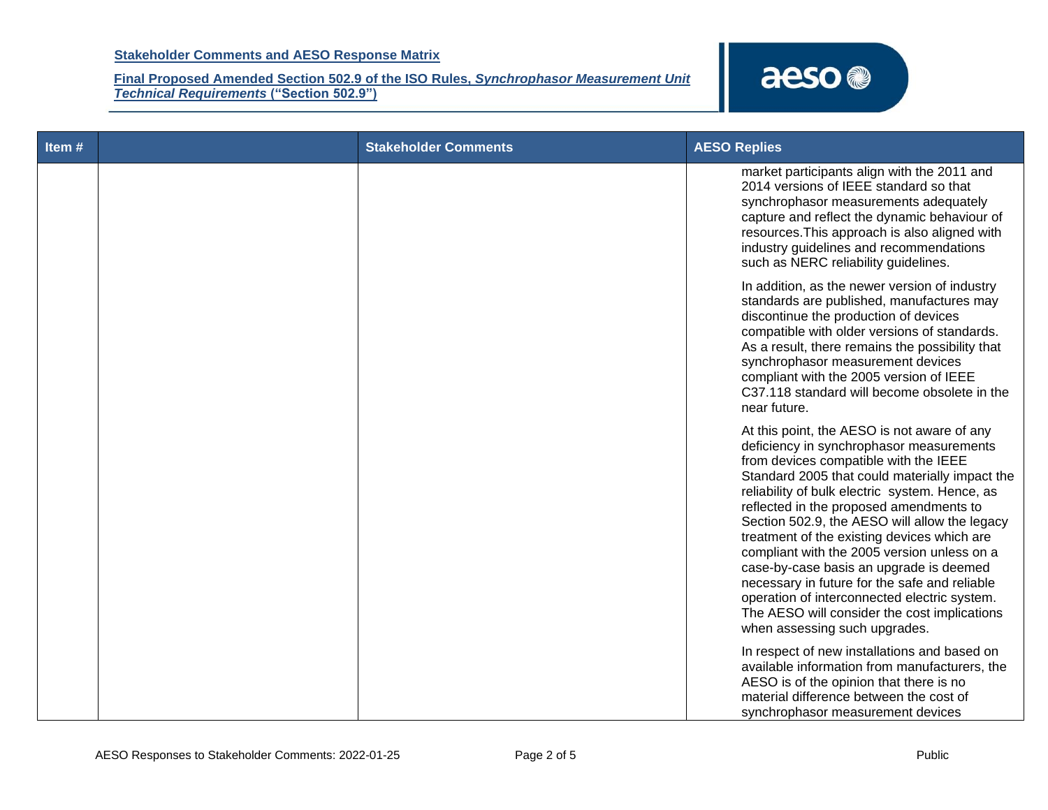| Item # | | Stakeholder Comments | AESO Replies |
|---|---|---|---|
| | | | market participants align with the 2011 and 2014 versions of IEEE standard so that synchrophasor measurements adequately capture and reflect the dynamic behaviour of resources.This approach is also aligned with industry guidelines and recommendations such as NERC reliability guidelines.<br><br>In addition, as the newer version of industry standards are published, manufactures may discontinue the production of devices compatible with older versions of standards. As a result, there remains the possibility that synchrophasor measurement devices compliant with the 2005 version of IEEE C37.118 standard will become obsolete in the near future.<br><br>At this point, the AESO is not aware of any deficiency in synchrophasor measurements from devices compatible with the IEEE Standard 2005 that could materially impact the reliability of bulk electric system. Hence, as reflected in the proposed amendments to Section 502.9, the AESO will allow the legacy treatment of the existing devices which are compliant with the 2005 version unless on a case-by-case basis an upgrade is deemed necessary in future for the safe and reliable operation of interconnected electric system. The AESO will consider the cost implications when assessing such upgrades.<br><br>In respect of new installations and based on available information from manufacturers, the AESO is of the opinion that there is no material difference between the cost of synchrophasor measurement devices |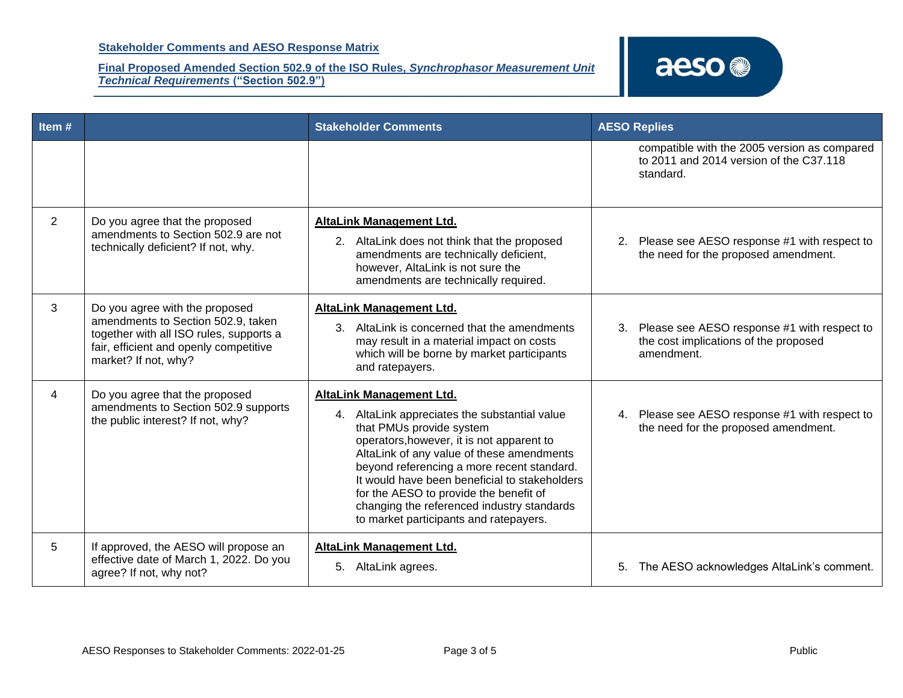| Item # | | Stakeholder Comments | AESO Replies |
|---|---|---|---|
| | | | compatible with the 2005 version as compared to 2011 and 2014 version of the C37.118 standard. |
| 2 | Do you agree that the proposed amendments to Section 502.9 are not technically deficient? If not, why. | **AltaLink Management Ltd.** 2. AltaLink does not think that the proposed amendments are technically deficient, however, AltaLink is not sure the amendments are technically required. | 2. Please see AESO response #1 with respect to the need for the proposed amendment. |
| 3 | Do you agree with the proposed amendments to Section 502.9, taken together with all ISO rules, supports a fair, efficient and openly competitive market? If not, why? | **AltaLink Management Ltd.** 3. AltaLink is concerned that the amendments may result in a material impact on costs which will be borne by market participants and ratepayers. | 3. Please see AESO response #1 with respect to the cost implications of the proposed amendment. |
| 4 | Do you agree that the proposed amendments to Section 502.9 supports the public interest? If not, why? | **AltaLink Management Ltd.** 4. AltaLink appreciates the substantial value that PMUs provide system operators,however, it is not apparent to AltaLink of any value of these amendments beyond referencing a more recent standard. It would have been beneficial to stakeholders for the AESO to provide the benefit of changing the referenced industry standards to market participants and ratepayers. | 4. Please see AESO response #1 with respect to the need for the proposed amendment. |
| 5 | If approved, the AESO will propose an effective date of March 1, 2022. Do you agree? If not, why not? | **AltaLink Management Ltd.** 5. AltaLink agrees. | 5. The AESO acknowledges AltaLink's comment. |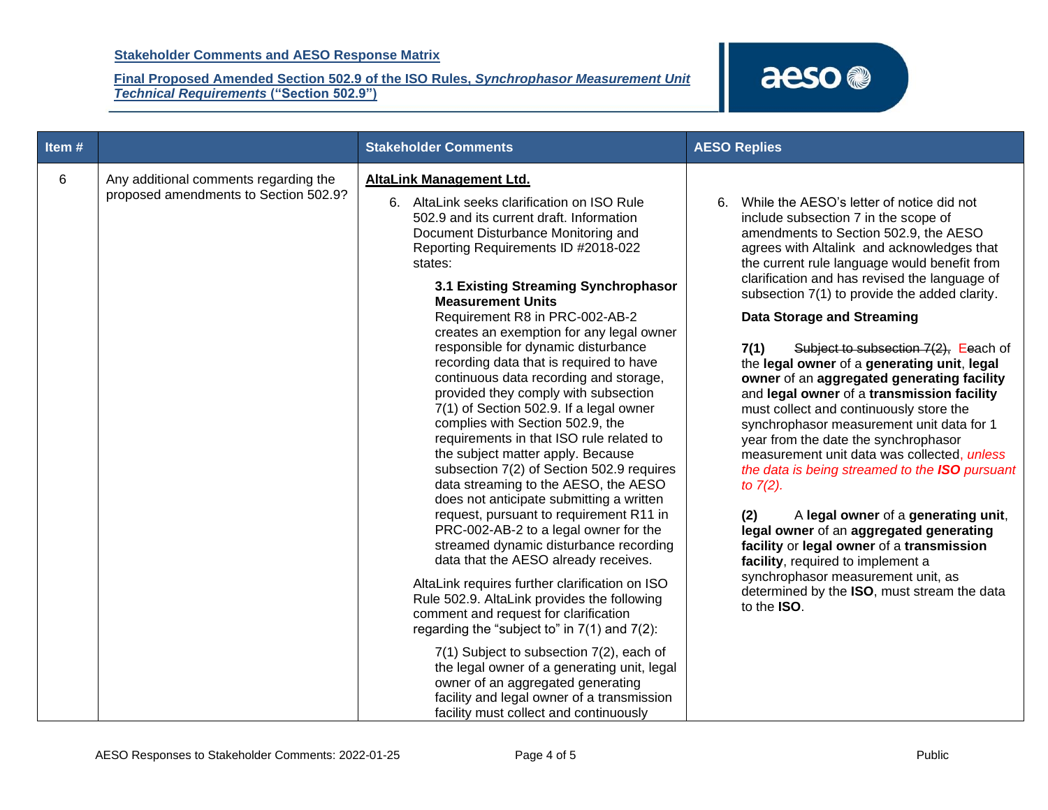| Item # | | Stakeholder Comments | AESO Replies |
|---|---|---|---|
| 6 | Any additional comments regarding the proposed amendments to Section 502.9? | **AltaLink Management Ltd.**<br><br>6. AltaLink seeks clarification on ISO Rule 502.9 and its current draft. Information Document Disturbance Monitoring and Reporting Requirements ID #2018-022 states:<br><br>**3.1 Existing Streaming Synchrophasor Measurement Units**<br>Requirement R8 in PRC-002-AB-2 creates an exemption for any legal owner responsible for dynamic disturbance recording data that is required to have continuous data recording and storage, provided they comply with subsection 7(1) of Section 502.9. If a legal owner complies with Section 502.9, the requirements in that ISO rule related to the subject matter apply. Because subsection 7(2) of Section 502.9 requires data streaming to the AESO, the AESO does not anticipate submitting a written request, pursuant to requirement R11 in PRC-002-AB-2 to a legal owner for the streamed dynamic disturbance recording data that the AESO already receives.<br><br>AltaLink requires further clarification on ISO Rule 502.9. AltaLink provides the following comment and request for clarification regarding the "subject to" in 7(1) and 7(2):<br><br>7(1) Subject to subsection 7(2), each of the legal owner of a generating unit, legal owner of an aggregated generating facility and legal owner of a transmission facility must collect and continuously | 6. While the AESO's letter of notice did not include subsection 7 in the scope of amendments to Section 502.9, the AESO agrees with Altalink and acknowledges that the current rule language would benefit from clarification and has revised the language of subsection 7(1) to provide the added clarity.<br><br>**Data Storage and Streaming**<br><br>**7(1)** ~~Subject to subsection 7(2),~~ ~~E~~Eeach of the **legal owner** of a **generating unit**, **legal owner** of an **aggregated generating facility** and **legal owner** of a **transmission facility** must collect and continuously store the synchrophasor measurement unit data for 1 year from the date the synchrophasor measurement unit data was collected*, unless the data is being streamed to the **ISO** pursuant to 7(2).*<br><br>**(2)** A **legal owner** of a **generating unit**, **legal owner** of an **aggregated generating facility** or **legal owner** of a **transmission facility**, required to implement a synchrophasor measurement unit, as determined by the **ISO**, must stream the data to the **ISO**. |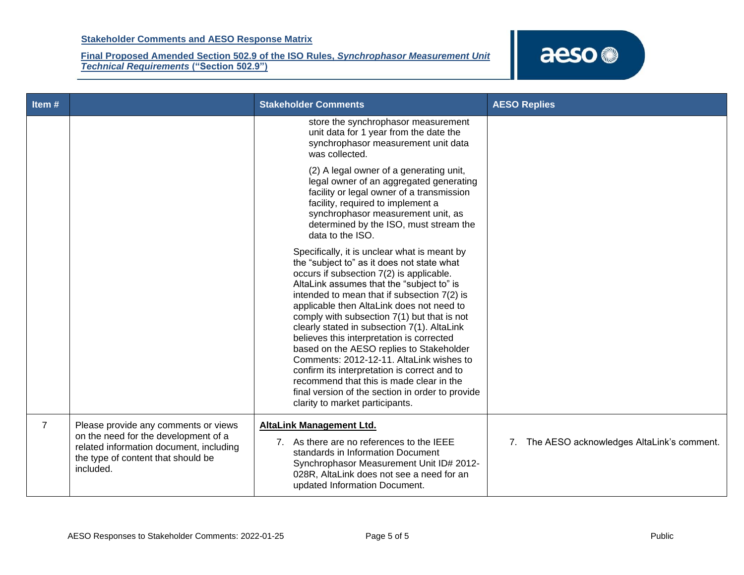| Item # | | Stakeholder Comments | AESO Replies |
|---|---|---|---|
| | | store the synchrophasor measurement unit data for 1 year from the date the synchrophasor measurement unit data was collected.<br><br>(2) A legal owner of a generating unit, legal owner of an aggregated generating facility or legal owner of a transmission facility, required to implement a synchrophasor measurement unit, as determined by the ISO, must stream the data to the ISO.<br><br>Specifically, it is unclear what is meant by the "subject to" as it does not state what occurs if subsection 7(2) is applicable. AltaLink assumes that the "subject to" is intended to mean that if subsection 7(2) is applicable then AltaLink does not need to comply with subsection 7(1) but that is not clearly stated in subsection 7(1). AltaLink believes this interpretation is corrected based on the AESO replies to Stakeholder Comments: 2012-12-11. AltaLink wishes to confirm its interpretation is correct and to recommend that this is made clear in the final version of the section in order to provide clarity to market participants. | |
| 7 | Please provide any comments or views on the need for the development of a related information document, including the type of content that should be included. | **AltaLink Management Ltd.**<br><br>7. As there are no references to the IEEE standards in Information Document Synchrophasor Measurement Unit ID# 2012-028R, AltaLink does not see a need for an updated Information Document. | 7. The AESO acknowledges AltaLink's comment. |